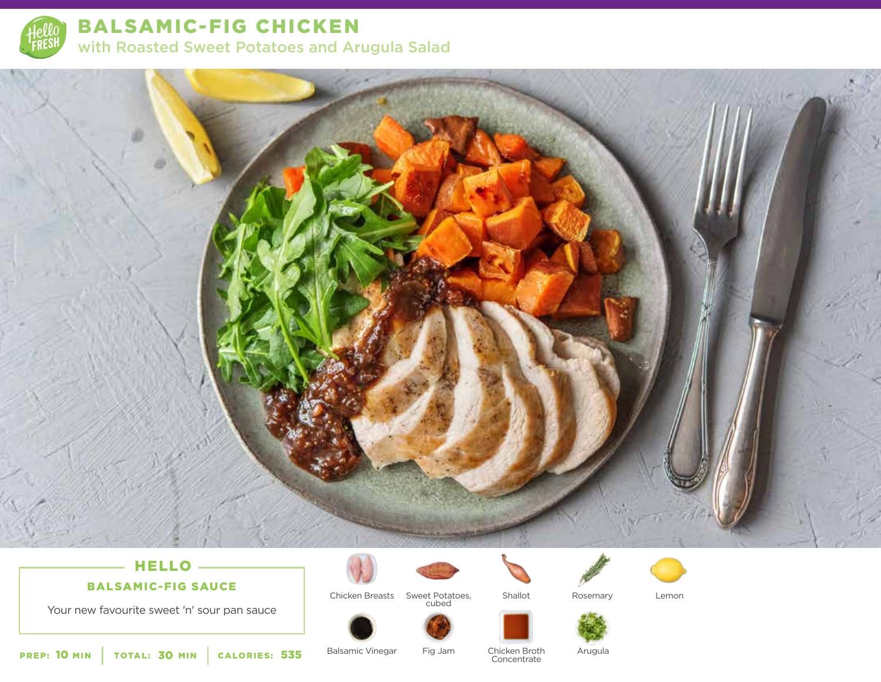# BALSAMIC-FIG CHICKEN

## with Roasted Sweet Potatoes and Arugula Salad

### HELLO

**BALSAMIC-FIG SAUCE**

Your new favourite sweet 'n' sour pan sauce

**PREP:** 10 MIN | **TOTAL:** 30 MIN | **CALORIES:** 535

- Chicken Breasts
- Sweet Potatoes, cubed
- Shallot
- Rosemary
- Lemon
- Balsamic Vinegar
- Fig Jam
- Chicken Broth Concentrate
- Arugula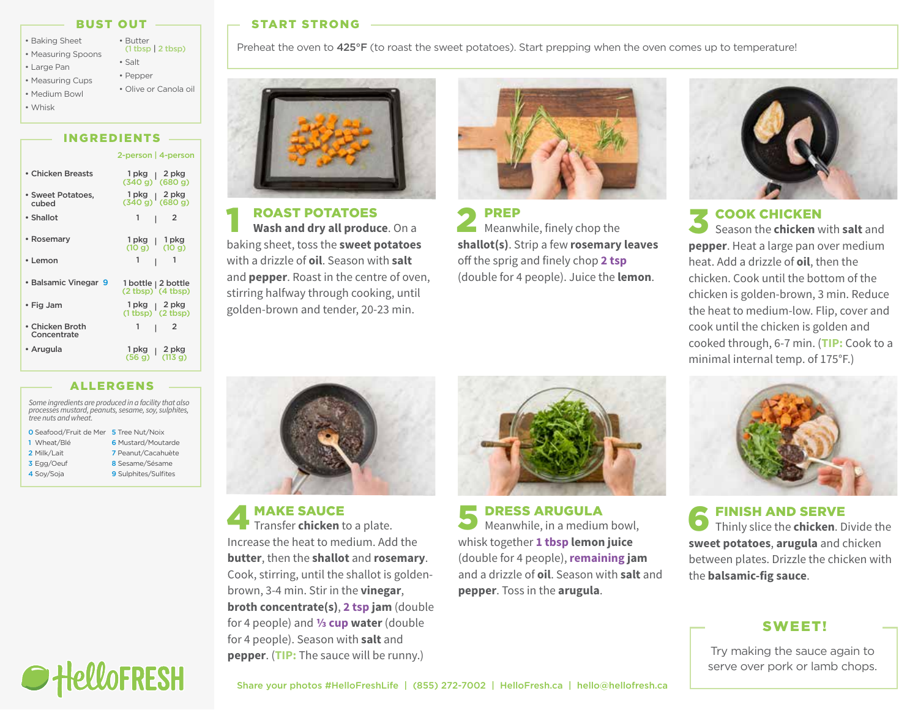## BUST OUT

- Baking Sheet
- Measuring Spoons
- Large Pan
- Measuring Cups
- Medium Bowl
- Whisk
- Butter (1 tbsp | 2 tbsp)
- Salt
- Pepper
- Olive or Canola oil

## INGREDIENTS

| | 2-person | 4-person |
|---|---|---|
| • Chicken Breasts | 1 pkg (340 g) | 2 pkg (680 g) |
| • Sweet Potatoes, cubed | 1 pkg (340 g) | 2 pkg (680 g) |
| • Shallot | 1 | 2 |
| • Rosemary | 1 pkg (10 g) | 1 pkg (10 g) |
| • Lemon | 1 | 1 |
| • Balsamic Vinegar 9 | 1 bottle (2 tbsp) | 2 bottle (4 tbsp) |
| • Fig Jam | 1 pkg (1 tbsp) | 2 pkg (2 tbsp) |
| • Chicken Broth Concentrate | 1 | 2 |
| • Arugula | 1 pkg (56 g) | 2 pkg (113 g) |

## ALLERGENS

*Some ingredients are produced in a facility that also processes mustard, peanuts, sesame, soy, sulphites, tree nuts and wheat.*

- 0 Seafood/Fruit de Mer
- 1 Wheat/Blé
- 2 Milk/Lait
- 3 Egg/Oeuf
- 4 Soy/Soja
- 5 Tree Nut/Noix
- 6 Mustard/Moutarde
- 7 Peanut/Cacahuète
- 8 Sesame/Sésame
- 9 Sulphites/Sulfites

HelloFRESH

## START STRONG

Preheat the oven to **425°F** (to roast the sweet potatoes). Start prepping when the oven comes up to temperature!

## 1 ROAST POTATOES

**Wash and dry all produce**. On a baking sheet, toss the **sweet potatoes** with a drizzle of **oil**. Season with **salt** and **pepper**. Roast in the centre of oven, stirring halfway through cooking, until golden-brown and tender, 20-23 min.

## 2 PREP

Meanwhile, finely chop the **shallot(s)**. Strip a few **rosemary leaves** off the sprig and finely chop **2 tsp** (double for 4 people). Juice the **lemon**.

## 3 COOK CHICKEN

Season the **chicken** with **salt** and **pepper**. Heat a large pan over medium heat. Add a drizzle of **oil**, then the chicken. Cook until the bottom of the chicken is golden-brown, 3 min. Reduce the heat to medium-low. Flip, cover and cook until the chicken is golden and cooked through, 6-7 min. (**TIP:** Cook to a minimal internal temp. of 175°F.)

## 4 MAKE SAUCE

Transfer **chicken** to a plate. Increase the heat to medium. Add the **butter**, then the **shallot** and **rosemary**. Cook, stirring, until the shallot is golden-brown, 3-4 min. Stir in the **vinegar**, **broth concentrate(s)**, **2 tsp jam** (double for 4 people) and **⅓ cup water** (double for 4 people). Season with **salt** and **pepper**. (**TIP:** The sauce will be runny.)

## 5 DRESS ARUGULA

Meanwhile, in a medium bowl, whisk together **1 tbsp lemon juice** (double for 4 people), **remaining jam** and a drizzle of **oil**. Season with **salt** and **pepper**. Toss in the **arugula**.

## 6 FINISH AND SERVE

Thinly slice the **chicken**. Divide the **sweet potatoes**, **arugula** and chicken between plates. Drizzle the chicken with the **balsamic-fig sauce**.

## SWEET!

Try making the sauce again to serve over pork or lamb chops.

Share your photos #HelloFreshLife | (855) 272-7002 | HelloFresh.ca | hello@hellofresh.ca